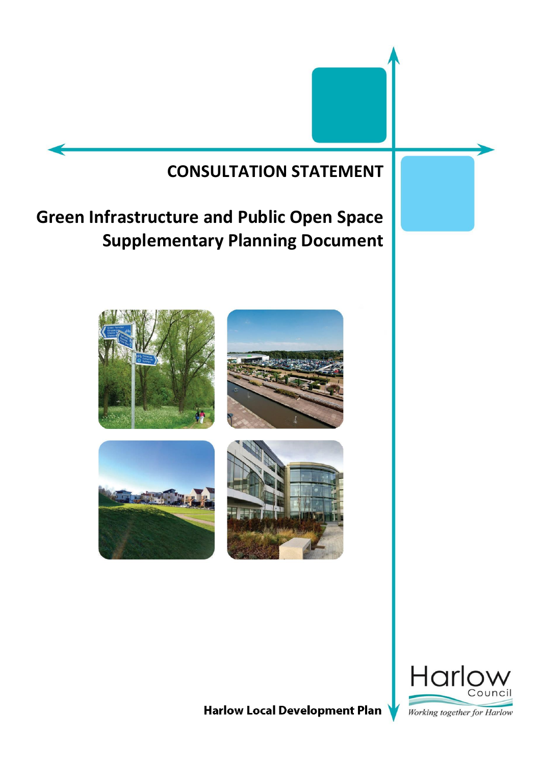# CONSULTATION STATEMENT

# Green Infrastructure and Public Open Space Supplementary Planning Document

**Harlow Local Development Plan**

Harlow Council

*Working together for Harlow*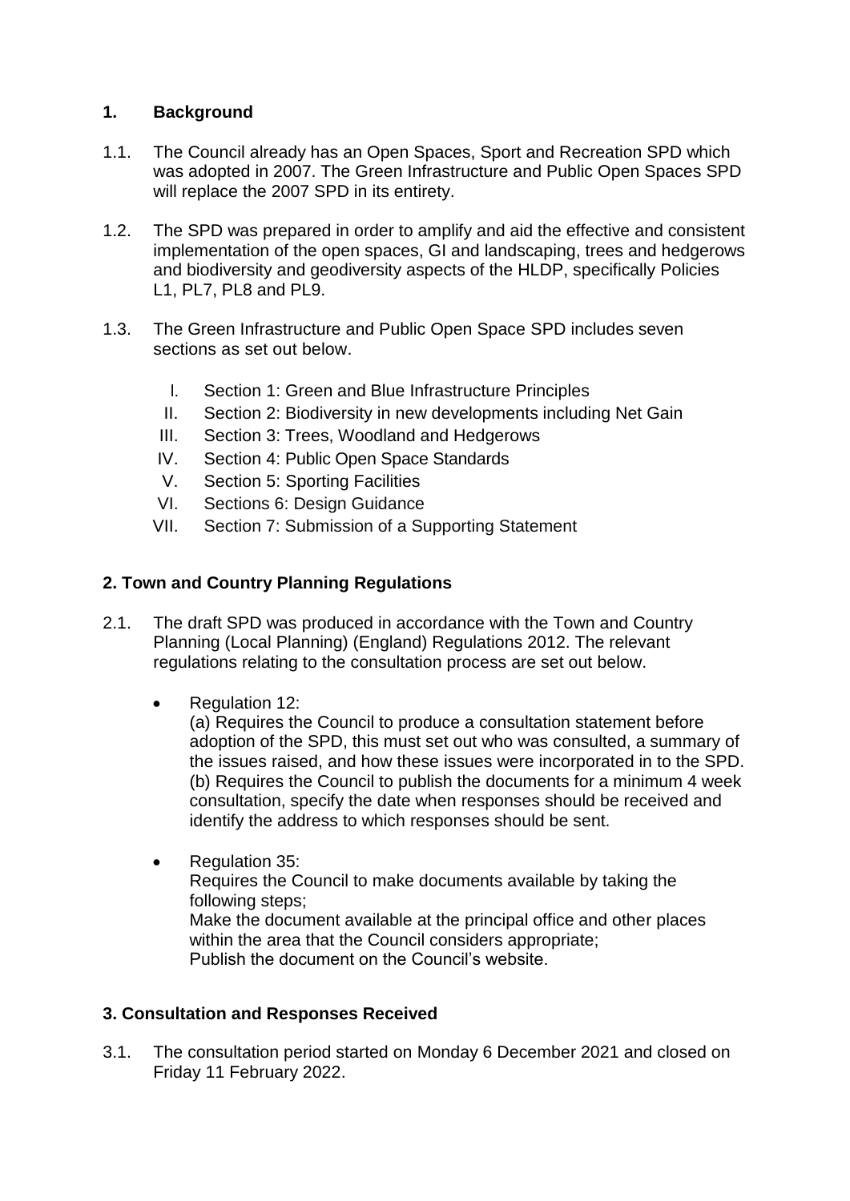## 1. Background

1.1. The Council already has an Open Spaces, Sport and Recreation SPD which was adopted in 2007. The Green Infrastructure and Public Open Spaces SPD will replace the 2007 SPD in its entirety.

1.2. The SPD was prepared in order to amplify and aid the effective and consistent implementation of the open spaces, GI and landscaping, trees and hedgerows and biodiversity and geodiversity aspects of the HLDP, specifically Policies L1, PL7, PL8 and PL9.

1.3. The Green Infrastructure and Public Open Space SPD includes seven sections as set out below.

I. Section 1: Green and Blue Infrastructure Principles
II. Section 2: Biodiversity in new developments including Net Gain
III. Section 3: Trees, Woodland and Hedgerows
IV. Section 4: Public Open Space Standards
V. Section 5: Sporting Facilities
VI. Sections 6: Design Guidance
VII. Section 7: Submission of a Supporting Statement

## 2. Town and Country Planning Regulations

2.1. The draft SPD was produced in accordance with the Town and Country Planning (Local Planning) (England) Regulations 2012. The relevant regulations relating to the consultation process are set out below.

- Regulation 12:
(a) Requires the Council to produce a consultation statement before adoption of the SPD, this must set out who was consulted, a summary of the issues raised, and how these issues were incorporated in to the SPD.
(b) Requires the Council to publish the documents for a minimum 4 week consultation, specify the date when responses should be received and identify the address to which responses should be sent.

- Regulation 35:
Requires the Council to make documents available by taking the following steps;
Make the document available at the principal office and other places within the area that the Council considers appropriate;
Publish the document on the Council's website.

## 3. Consultation and Responses Received

3.1. The consultation period started on Monday 6 December 2021 and closed on Friday 11 February 2022.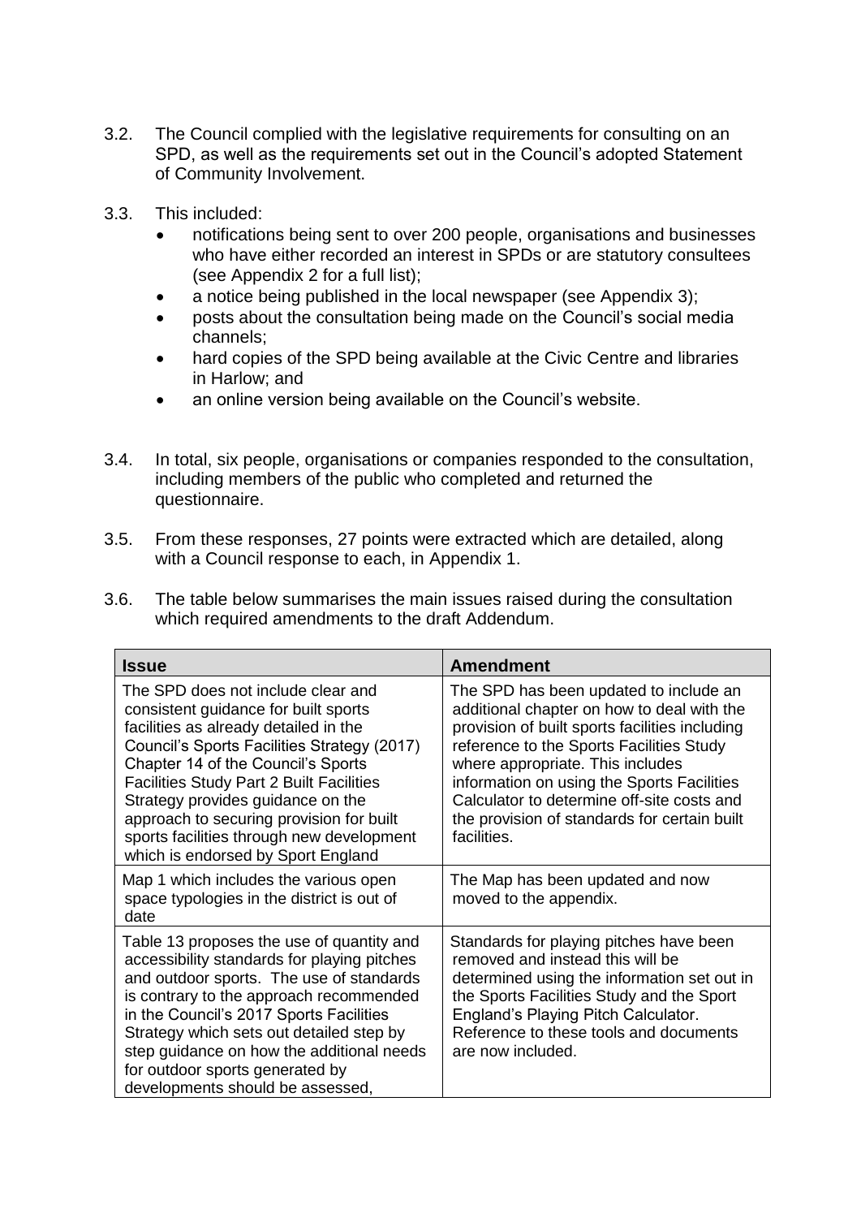3.2. The Council complied with the legislative requirements for consulting on an SPD, as well as the requirements set out in the Council's adopted Statement of Community Involvement.

3.3. This included:

- notifications being sent to over 200 people, organisations and businesses who have either recorded an interest in SPDs or are statutory consultees (see Appendix 2 for a full list);
- a notice being published in the local newspaper (see Appendix 3);
- posts about the consultation being made on the Council's social media channels;
- hard copies of the SPD being available at the Civic Centre and libraries in Harlow; and
- an online version being available on the Council's website.

3.4. In total, six people, organisations or companies responded to the consultation, including members of the public who completed and returned the questionnaire.

3.5. From these responses, 27 points were extracted which are detailed, along with a Council response to each, in Appendix 1.

3.6. The table below summarises the main issues raised during the consultation which required amendments to the draft Addendum.

| **Issue** | **Amendment** |
| --- | --- |
| The SPD does not include clear and consistent guidance for built sports facilities as already detailed in the Council's Sports Facilities Strategy (2017) Chapter 14 of the Council's Sports Facilities Study Part 2 Built Facilities Strategy provides guidance on the approach to securing provision for built sports facilities through new development which is endorsed by Sport England | The SPD has been updated to include an additional chapter on how to deal with the provision of built sports facilities including reference to the Sports Facilities Study where appropriate. This includes information on using the Sports Facilities Calculator to determine off-site costs and the provision of standards for certain built facilities. |
| Map 1 which includes the various open space typologies in the district is out of date | The Map has been updated and now moved to the appendix. |
| Table 13 proposes the use of quantity and accessibility standards for playing pitches and outdoor sports. The use of standards is contrary to the approach recommended in the Council's 2017 Sports Facilities Strategy which sets out detailed step by step guidance on how the additional needs for outdoor sports generated by developments should be assessed, | Standards for playing pitches have been removed and instead this will be determined using the information set out in the Sports Facilities Study and the Sport England's Playing Pitch Calculator. Reference to these tools and documents are now included. |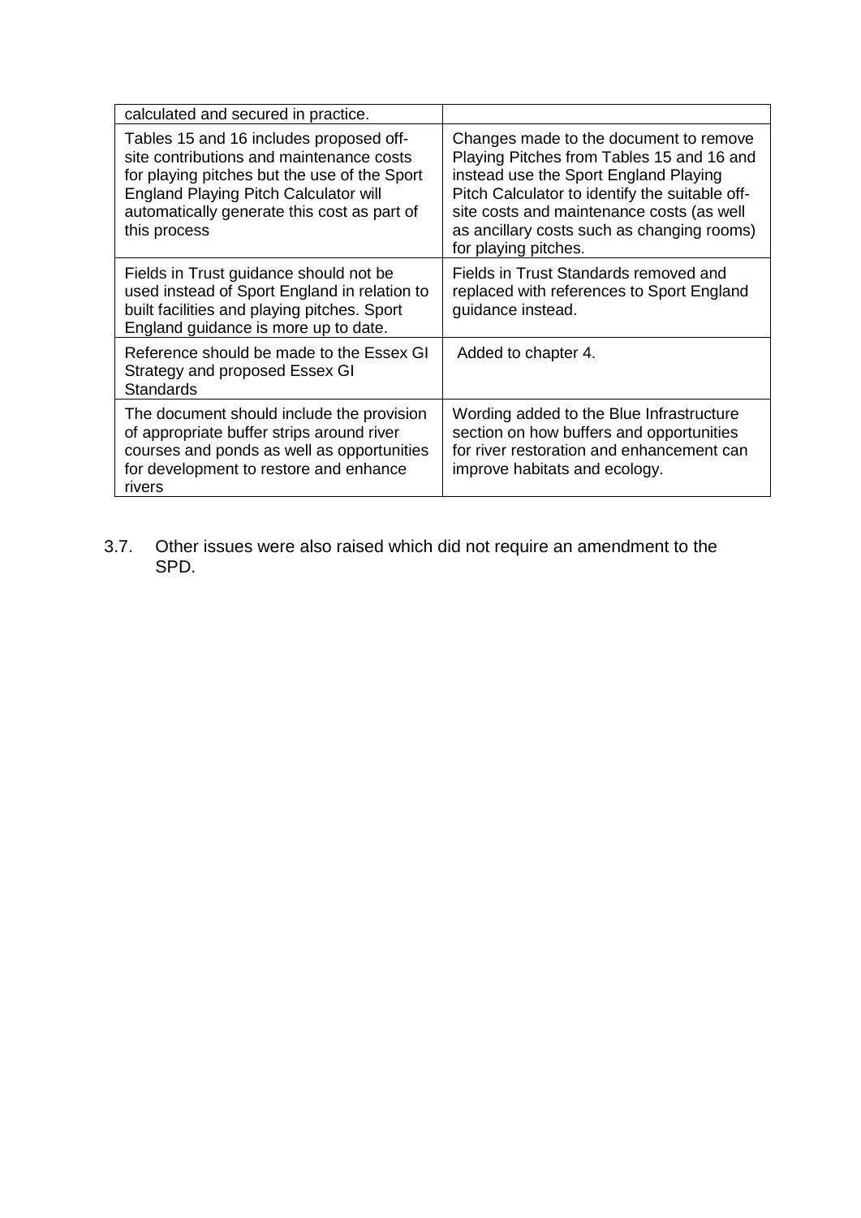| | |
|---|---|
| calculated and secured in practice. | |
| Tables 15 and 16 includes proposed off-site contributions and maintenance costs for playing pitches but the use of the Sport England Playing Pitch Calculator will automatically generate this cost as part of this process | Changes made to the document to remove Playing Pitches from Tables 15 and 16 and instead use the Sport England Playing Pitch Calculator to identify the suitable off-site costs and maintenance costs (as well as ancillary costs such as changing rooms) for playing pitches. |
| Fields in Trust guidance should not be used instead of Sport England in relation to built facilities and playing pitches. Sport England guidance is more up to date. | Fields in Trust Standards removed and replaced with references to Sport England guidance instead. |
| Reference should be made to the Essex GI Strategy and proposed Essex GI Standards | Added to chapter 4. |
| The document should include the provision of appropriate buffer strips around river courses and ponds as well as opportunities for development to restore and enhance rivers | Wording added to the Blue Infrastructure section on how buffers and opportunities for river restoration and enhancement can improve habitats and ecology. |

3.7. Other issues were also raised which did not require an amendment to the SPD.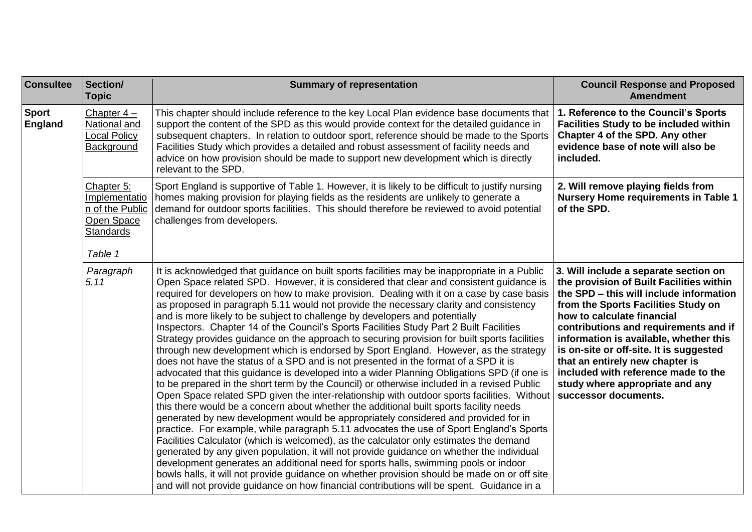| Consultee | Section/ Topic | Summary of representation | Council Response and Proposed Amendment |
|---|---|---|---|
| **Sport England** | Chapter 4 – National and Local Policy Background | This chapter should include reference to the key Local Plan evidence base documents that support the content of the SPD as this would provide context for the detailed guidance in subsequent chapters. In relation to outdoor sport, reference should be made to the Sports Facilities Study which provides a detailed and robust assessment of facility needs and advice on how provision should be made to support new development which is directly relevant to the SPD. | **1. Reference to the Council's Sports Facilities Study to be included within Chapter 4 of the SPD. Any other evidence base of note will also be included.** |
| | Chapter 5: Implementation of the Public Open Space Standards<br><br>*Table 1* | Sport England is supportive of Table 1. However, it is likely to be difficult to justify nursing homes making provision for playing fields as the residents are unlikely to generate a demand for outdoor sports facilities. This should therefore be reviewed to avoid potential challenges from developers. | **2. Will remove playing fields from Nursery Home requirements in Table 1 of the SPD.** |
| | *Paragraph 5.11* | It is acknowledged that guidance on built sports facilities may be inappropriate in a Public Open Space related SPD. However, it is considered that clear and consistent guidance is required for developers on how to make provision. Dealing with it on a case by case basis as proposed in paragraph 5.11 would not provide the necessary clarity and consistency and is more likely to be subject to challenge by developers and potentially Inspectors. Chapter 14 of the Council's Sports Facilities Study Part 2 Built Facilities Strategy provides guidance on the approach to securing provision for built sports facilities through new development which is endorsed by Sport England. However, as the strategy does not have the status of a SPD and is not presented in the format of a SPD it is advocated that this guidance is developed into a wider Planning Obligations SPD (if one is to be prepared in the short term by the Council) or otherwise included in a revised Public Open Space related SPD given the inter-relationship with outdoor sports facilities. Without this there would be a concern about whether the additional built sports facility needs generated by new development would be appropriately considered and provided for in practice. For example, while paragraph 5.11 advocates the use of Sport England's Sports Facilities Calculator (which is welcomed), as the calculator only estimates the demand generated by any given population, it will not provide guidance on whether the individual development generates an additional need for sports halls, swimming pools or indoor bowls halls, it will not provide guidance on whether provision should be made on or off site and will not provide guidance on how financial contributions will be spent. Guidance in a | **3. Will include a separate section on the provision of Built Facilities within the SPD – this will include information from the Sports Facilities Study on how to calculate financial contributions and requirements and if information is available, whether this is on-site or off-site. It is suggested that an entirely new chapter is included with reference made to the study where appropriate and any successor documents.** |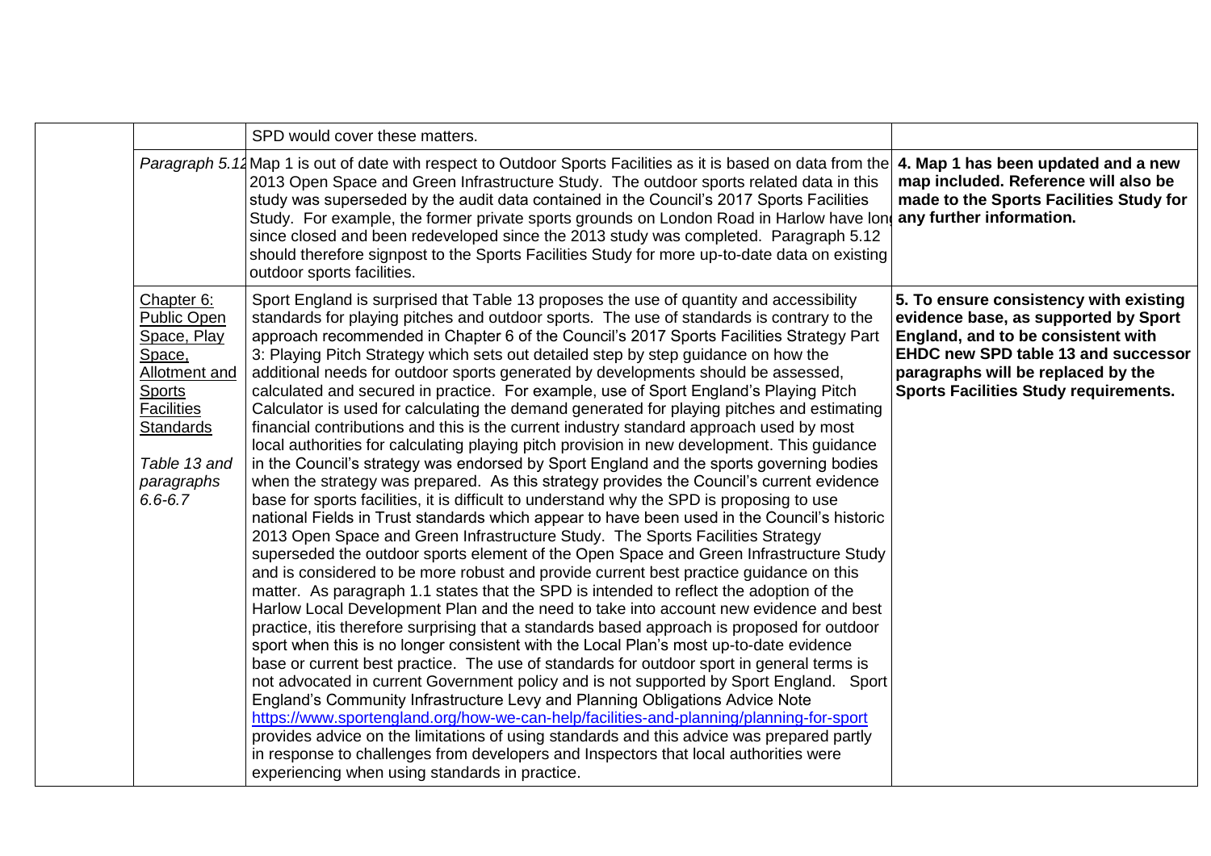|  |  |  |  |
|---|---|---|---|
|  |  | SPD would cover these matters. |  |
|  | *Paragraph 5.12* | Map 1 is out of date with respect to Outdoor Sports Facilities as it is based on data from the 2013 Open Space and Green Infrastructure Study. The outdoor sports related data in this study was superseded by the audit data contained in the Council's 2017 Sports Facilities Study. For example, the former private sports grounds on London Road in Harlow have long since closed and been redeveloped since the 2013 study was completed. Paragraph 5.12 should therefore signpost to the Sports Facilities Study for more up-to-date data on existing outdoor sports facilities. | **4. Map 1 has been updated and a new map included. Reference will also be made to the Sports Facilities Study for any further information.** |
|  | Chapter 6: Public Open Space, Play Space, Allotment and Sports Facilities Standards<br><br>*Table 13 and paragraphs 6.6-6.7* | Sport England is surprised that Table 13 proposes the use of quantity and accessibility standards for playing pitches and outdoor sports. The use of standards is contrary to the approach recommended in Chapter 6 of the Council's 2017 Sports Facilities Strategy Part 3: Playing Pitch Strategy which sets out detailed step by step guidance on how the additional needs for outdoor sports generated by developments should be assessed, calculated and secured in practice. For example, use of Sport England's Playing Pitch Calculator is used for calculating the demand generated for playing pitches and estimating financial contributions and this is the current industry standard approach used by most local authorities for calculating playing pitch provision in new development. This guidance in the Council's strategy was endorsed by Sport England and the sports governing bodies when the strategy was prepared. As this strategy provides the Council's current evidence base for sports facilities, it is difficult to understand why the SPD is proposing to use national Fields in Trust standards which appear to have been used in the Council's historic 2013 Open Space and Green Infrastructure Study. The Sports Facilities Strategy superseded the outdoor sports element of the Open Space and Green Infrastructure Study and is considered to be more robust and provide current best practice guidance on this matter. As paragraph 1.1 states that the SPD is intended to reflect the adoption of the Harlow Local Development Plan and the need to take into account new evidence and best practice, itis therefore surprising that a standards based approach is proposed for outdoor sport when this is no longer consistent with the Local Plan's most up-to-date evidence base or current best practice. The use of standards for outdoor sport in general terms is not advocated in current Government policy and is not supported by Sport England. Sport England's Community Infrastructure Levy and Planning Obligations Advice Note https://www.sportengland.org/how-we-can-help/facilities-and-planning/planning-for-sport provides advice on the limitations of using standards and this advice was prepared partly in response to challenges from developers and Inspectors that local authorities were experiencing when using standards in practice. | **5. To ensure consistency with existing evidence base, as supported by Sport England, and to be consistent with EHDC new SPD table 13 and successor paragraphs will be replaced by the Sports Facilities Study requirements.** |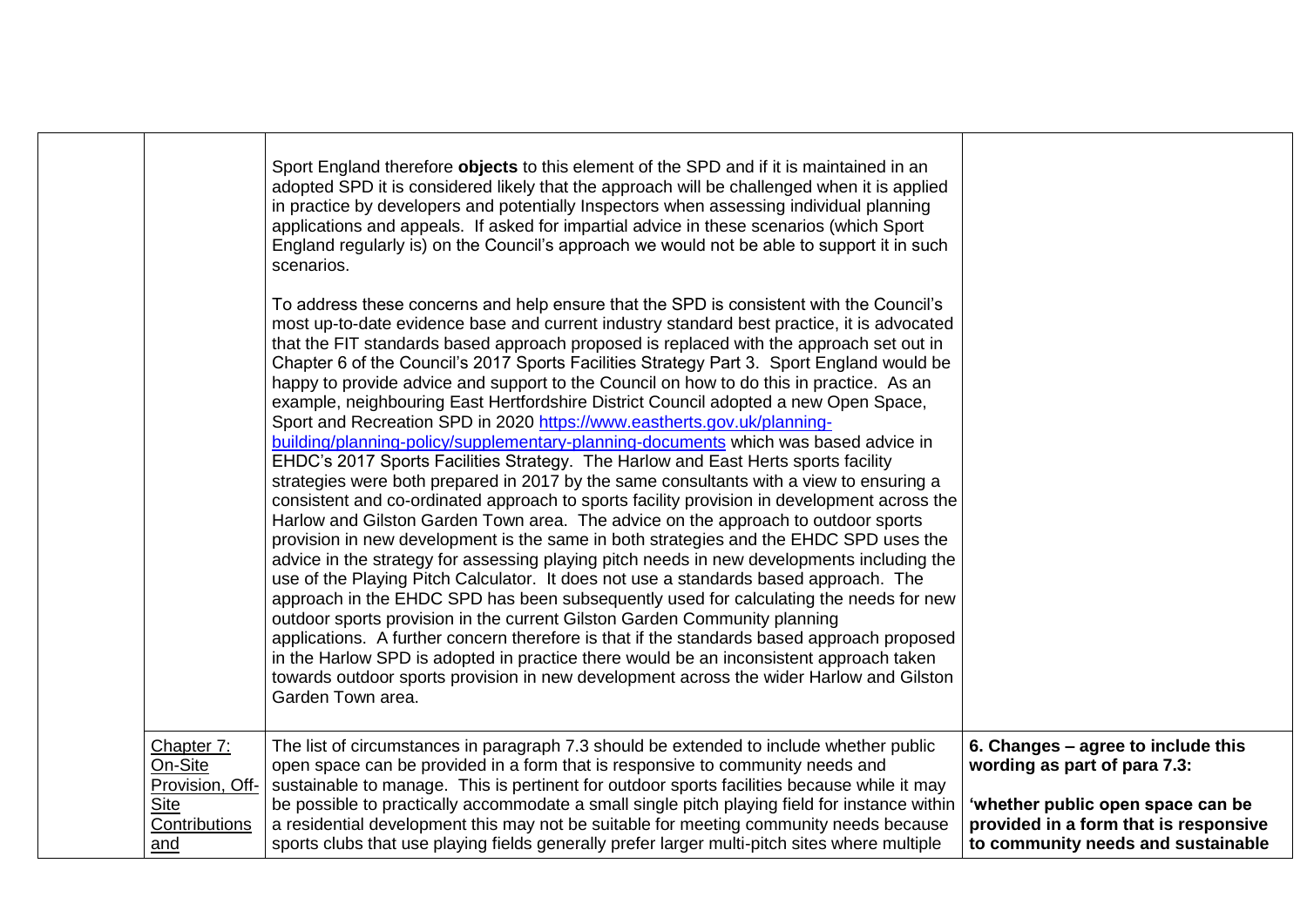| | | | |
|---|---|---|---|
| | | Sport England therefore **objects** to this element of the SPD and if it is maintained in an adopted SPD it is considered likely that the approach will be challenged when it is applied in practice by developers and potentially Inspectors when assessing individual planning applications and appeals. If asked for impartial advice in these scenarios (which Sport England regularly is) on the Council's approach we would not be able to support it in such scenarios.<br><br>To address these concerns and help ensure that the SPD is consistent with the Council's most up-to-date evidence base and current industry standard best practice, it is advocated that the FIT standards based approach proposed is replaced with the approach set out in Chapter 6 of the Council's 2017 Sports Facilities Strategy Part 3. Sport England would be happy to provide advice and support to the Council on how to do this in practice. As an example, neighbouring East Hertfordshire District Council adopted a new Open Space, Sport and Recreation SPD in 2020 https://www.eastherts.gov.uk/planning-building/planning-policy/supplementary-planning-documents which was based advice in EHDC's 2017 Sports Facilities Strategy. The Harlow and East Herts sports facility strategies were both prepared in 2017 by the same consultants with a view to ensuring a consistent and co-ordinated approach to sports facility provision in development across the Harlow and Gilston Garden Town area. The advice on the approach to outdoor sports provision in new development is the same in both strategies and the EHDC SPD uses the advice in the strategy for assessing playing pitch needs in new developments including the use of the Playing Pitch Calculator. It does not use a standards based approach. The approach in the EHDC SPD has been subsequently used for calculating the needs for new outdoor sports provision in the current Gilston Garden Community planning applications. A further concern therefore is that if the standards based approach proposed in the Harlow SPD is adopted in practice there would be an inconsistent approach taken towards outdoor sports provision in new development across the wider Harlow and Gilston Garden Town area. | |
| | Chapter 7: On-Site Provision, Off-Site Contributions and | The list of circumstances in paragraph 7.3 should be extended to include whether public open space can be provided in a form that is responsive to community needs and sustainable to manage. This is pertinent for outdoor sports facilities because while it may be possible to practically accommodate a small single pitch playing field for instance within a residential development this may not be suitable for meeting community needs because sports clubs that use playing fields generally prefer larger multi-pitch sites where multiple | **6. Changes – agree to include this wording as part of para 7.3:**<br><br>**'whether public open space can be provided in a form that is responsive to community needs and sustainable** |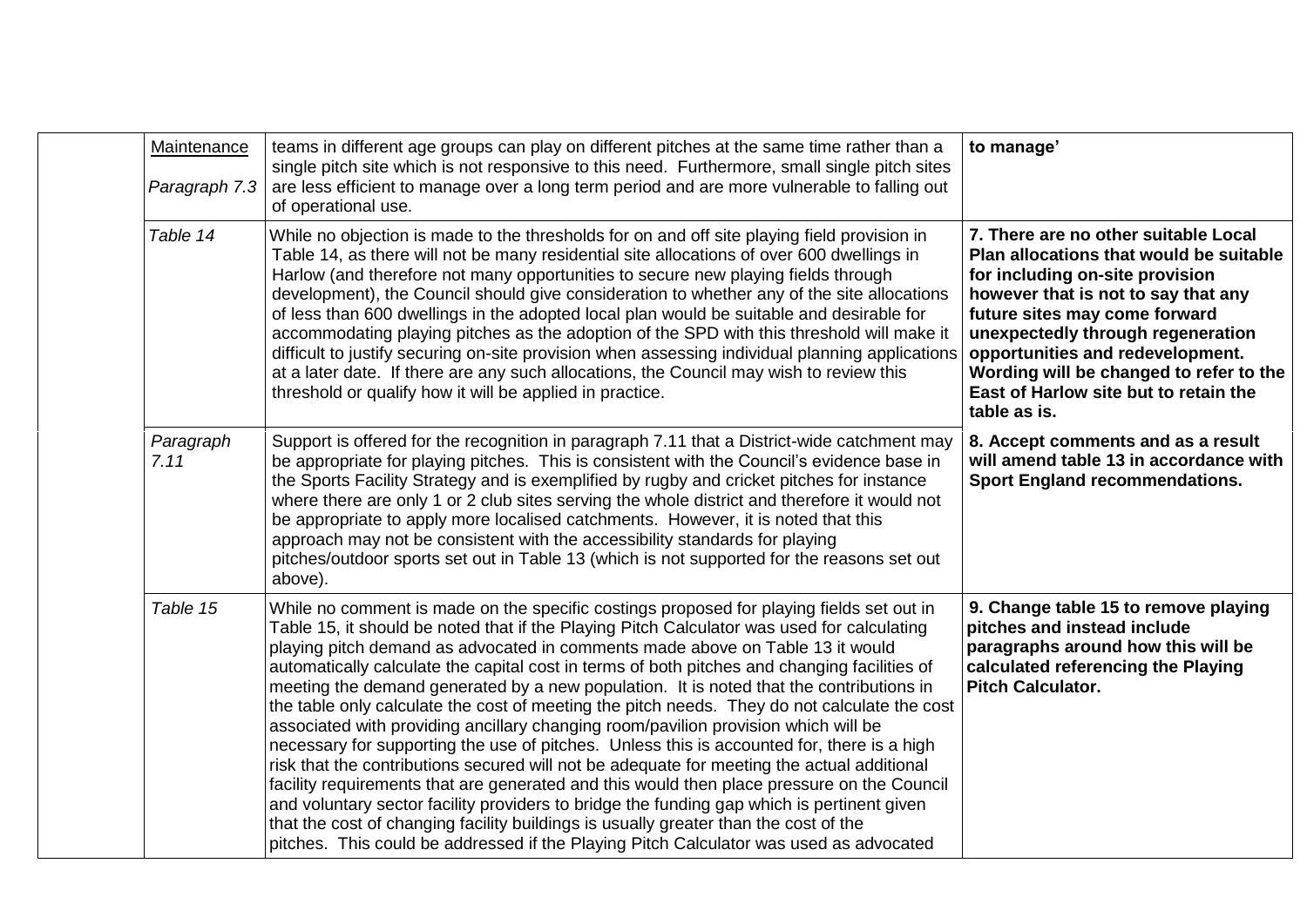| | | | |
|---|---|---|---|
| | Maintenance<br><br>*Paragraph 7.3* | teams in different age groups can play on different pitches at the same time rather than a single pitch site which is not responsive to this need. Furthermore, small single pitch sites are less efficient to manage over a long term period and are more vulnerable to falling out of operational use. | **to manage'** |
| | *Table 14* | While no objection is made to the thresholds for on and off site playing field provision in Table 14, as there will not be many residential site allocations of over 600 dwellings in Harlow (and therefore not many opportunities to secure new playing fields through development), the Council should give consideration to whether any of the site allocations of less than 600 dwellings in the adopted local plan would be suitable and desirable for accommodating playing pitches as the adoption of the SPD with this threshold will make it difficult to justify securing on-site provision when assessing individual planning applications at a later date. If there are any such allocations, the Council may wish to review this threshold or qualify how it will be applied in practice. | **7. There are no other suitable Local Plan allocations that would be suitable for including on-site provision however that is not to say that any future sites may come forward unexpectedly through regeneration opportunities and redevelopment. Wording will be changed to refer to the East of Harlow site but to retain the table as is.** |
| | *Paragraph 7.11* | Support is offered for the recognition in paragraph 7.11 that a District-wide catchment may be appropriate for playing pitches. This is consistent with the Council's evidence base in the Sports Facility Strategy and is exemplified by rugby and cricket pitches for instance where there are only 1 or 2 club sites serving the whole district and therefore it would not be appropriate to apply more localised catchments. However, it is noted that this approach may not be consistent with the accessibility standards for playing pitches/outdoor sports set out in Table 13 (which is not supported for the reasons set out above). | **8. Accept comments and as a result will amend table 13 in accordance with Sport England recommendations.** |
| | *Table 15* | While no comment is made on the specific costings proposed for playing fields set out in Table 15, it should be noted that if the Playing Pitch Calculator was used for calculating playing pitch demand as advocated in comments made above on Table 13 it would automatically calculate the capital cost in terms of both pitches and changing facilities of meeting the demand generated by a new population. It is noted that the contributions in the table only calculate the cost of meeting the pitch needs. They do not calculate the cost associated with providing ancillary changing room/pavilion provision which will be necessary for supporting the use of pitches. Unless this is accounted for, there is a high risk that the contributions secured will not be adequate for meeting the actual additional facility requirements that are generated and this would then place pressure on the Council and voluntary sector facility providers to bridge the funding gap which is pertinent given that the cost of changing facility buildings is usually greater than the cost of the pitches. This could be addressed if the Playing Pitch Calculator was used as advocated | **9. Change table 15 to remove playing pitches and instead include paragraphs around how this will be calculated referencing the Playing Pitch Calculator.** |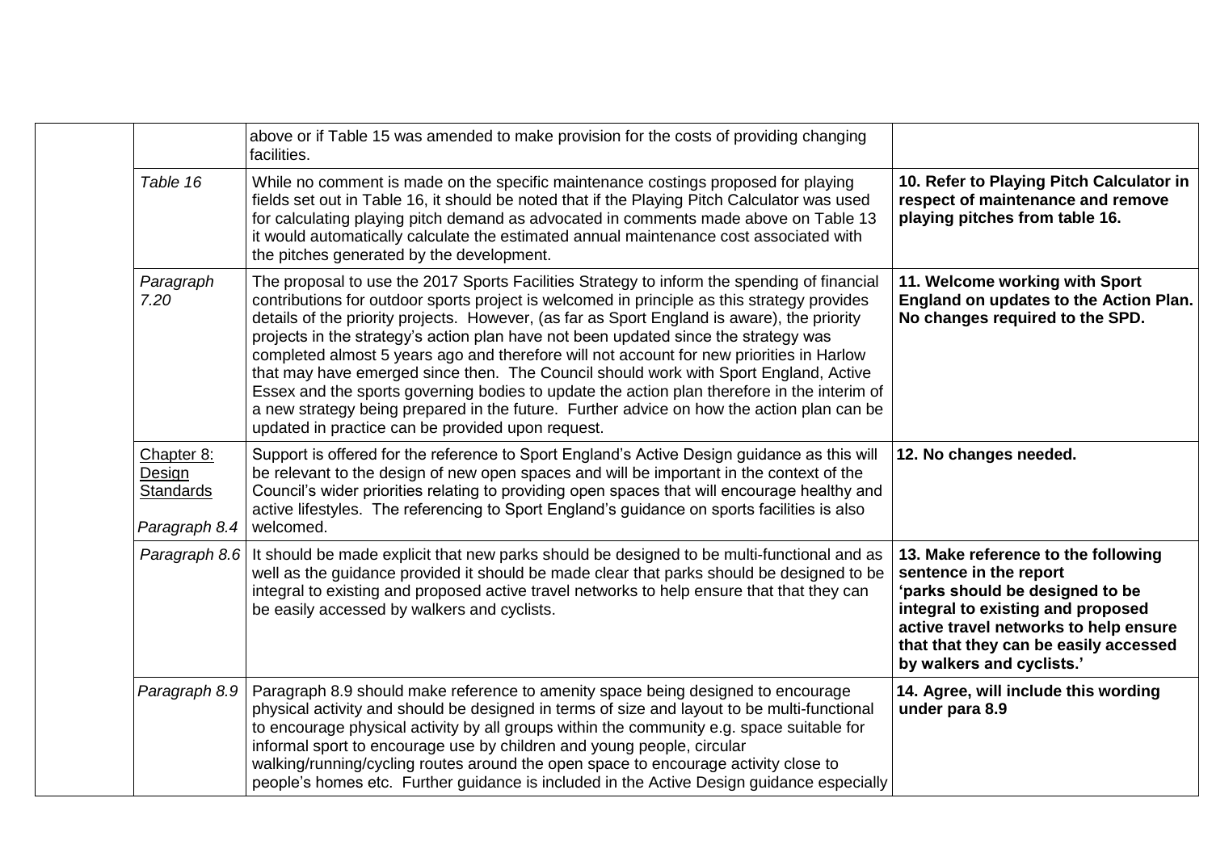| | | | |
|---|---|---|---|
| | | above or if Table 15 was amended to make provision for the costs of providing changing facilities. | |
| | *Table 16* | While no comment is made on the specific maintenance costings proposed for playing fields set out in Table 16, it should be noted that if the Playing Pitch Calculator was used for calculating playing pitch demand as advocated in comments made above on Table 13 it would automatically calculate the estimated annual maintenance cost associated with the pitches generated by the development. | **10. Refer to Playing Pitch Calculator in respect of maintenance and remove playing pitches from table 16.** |
| | *Paragraph 7.20* | The proposal to use the 2017 Sports Facilities Strategy to inform the spending of financial contributions for outdoor sports project is welcomed in principle as this strategy provides details of the priority projects. However, (as far as Sport England is aware), the priority projects in the strategy's action plan have not been updated since the strategy was completed almost 5 years ago and therefore will not account for new priorities in Harlow that may have emerged since then. The Council should work with Sport England, Active Essex and the sports governing bodies to update the action plan therefore in the interim of a new strategy being prepared in the future. Further advice on how the action plan can be updated in practice can be provided upon request. | **11. Welcome working with Sport England on updates to the Action Plan. No changes required to the SPD.** |
| | Chapter 8: Design Standards *Paragraph 8.4* | Support is offered for the reference to Sport England's Active Design guidance as this will be relevant to the design of new open spaces and will be important in the context of the Council's wider priorities relating to providing open spaces that will encourage healthy and active lifestyles. The referencing to Sport England's guidance on sports facilities is also welcomed. | **12. No changes needed.** |
| | *Paragraph 8.6* | It should be made explicit that new parks should be designed to be multi-functional and as well as the guidance provided it should be made clear that parks should be designed to be integral to existing and proposed active travel networks to help ensure that that they can be easily accessed by walkers and cyclists. | **13. Make reference to the following sentence in the report 'parks should be designed to be integral to existing and proposed active travel networks to help ensure that that they can be easily accessed by walkers and cyclists.'** |
| | *Paragraph 8.9* | Paragraph 8.9 should make reference to amenity space being designed to encourage physical activity and should be designed in terms of size and layout to be multi-functional to encourage physical activity by all groups within the community e.g. space suitable for informal sport to encourage use by children and young people, circular walking/running/cycling routes around the open space to encourage activity close to people's homes etc. Further guidance is included in the Active Design guidance especially | **14. Agree, will include this wording under para 8.9** |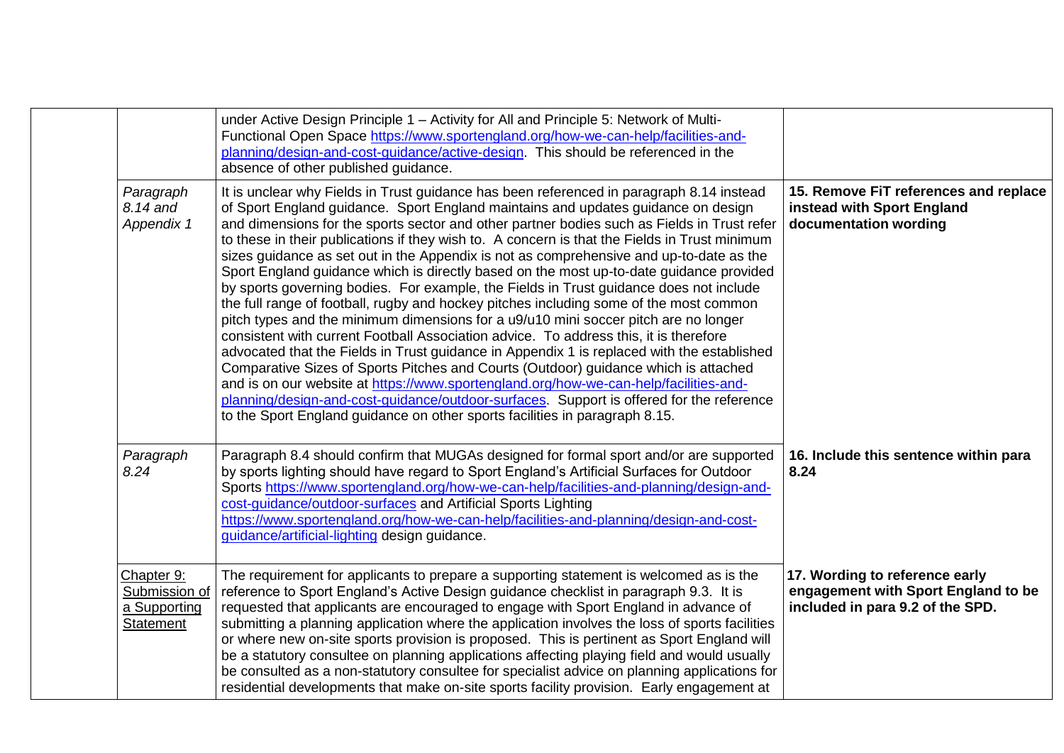| | | | |
|---|---|---|---|
| | | under Active Design Principle 1 – Activity for All and Principle 5: Network of Multi-Functional Open Space https://www.sportengland.org/how-we-can-help/facilities-and-planning/design-and-cost-guidance/active-design. This should be referenced in the absence of other published guidance. | |
| | *Paragraph 8.14 and Appendix 1* | It is unclear why Fields in Trust guidance has been referenced in paragraph 8.14 instead of Sport England guidance. Sport England maintains and updates guidance on design and dimensions for the sports sector and other partner bodies such as Fields in Trust refer to these in their publications if they wish to. A concern is that the Fields in Trust minimum sizes guidance as set out in the Appendix is not as comprehensive and up-to-date as the Sport England guidance which is directly based on the most up-to-date guidance provided by sports governing bodies. For example, the Fields in Trust guidance does not include the full range of football, rugby and hockey pitches including some of the most common pitch types and the minimum dimensions for a u9/u10 mini soccer pitch are no longer consistent with current Football Association advice. To address this, it is therefore advocated that the Fields in Trust guidance in Appendix 1 is replaced with the established Comparative Sizes of Sports Pitches and Courts (Outdoor) guidance which is attached and is on our website at https://www.sportengland.org/how-we-can-help/facilities-and-planning/design-and-cost-guidance/outdoor-surfaces. Support is offered for the reference to the Sport England guidance on other sports facilities in paragraph 8.15. | **15. Remove FiT references and replace instead with Sport England documentation wording** |
| | *Paragraph 8.24* | Paragraph 8.4 should confirm that MUGAs designed for formal sport and/or are supported by sports lighting should have regard to Sport England's Artificial Surfaces for Outdoor Sports https://www.sportengland.org/how-we-can-help/facilities-and-planning/design-and-cost-guidance/outdoor-surfaces and Artificial Sports Lighting https://www.sportengland.org/how-we-can-help/facilities-and-planning/design-and-cost-guidance/artificial-lighting design guidance. | **16. Include this sentence within para 8.24** |
| | Chapter 9: Submission of a Supporting Statement | The requirement for applicants to prepare a supporting statement is welcomed as is the reference to Sport England's Active Design guidance checklist in paragraph 9.3. It is requested that applicants are encouraged to engage with Sport England in advance of submitting a planning application where the application involves the loss of sports facilities or where new on-site sports provision is proposed. This is pertinent as Sport England will be a statutory consultee on planning applications affecting playing field and would usually be consulted as a non-statutory consultee for specialist advice on planning applications for residential developments that make on-site sports facility provision. Early engagement at | **17. Wording to reference early engagement with Sport England to be included in para 9.2 of the SPD.** |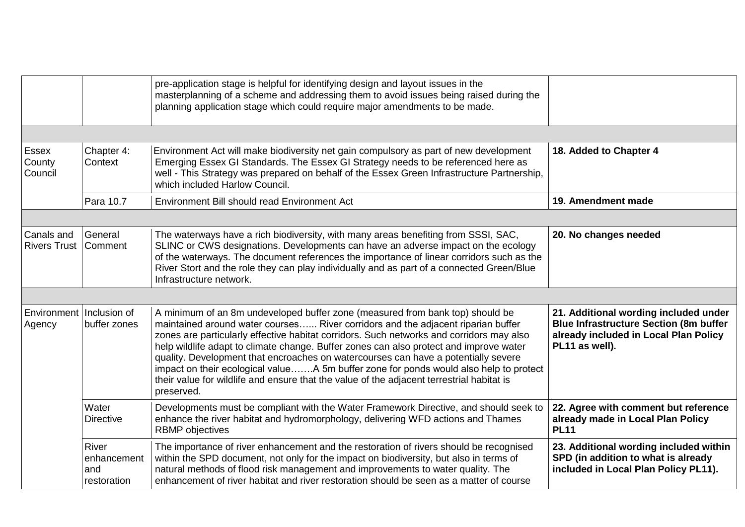| | | | |
|---|---|---|---|
| | | pre-application stage is helpful for identifying design and layout issues in the masterplanning of a scheme and addressing them to avoid issues being raised during the planning application stage which could require major amendments to be made. | |
| | | | |
| Essex County Council | Chapter 4: Context | Environment Act will make biodiversity net gain compulsory as part of new development Emerging Essex GI Standards. The Essex GI Strategy needs to be referenced here as well - This Strategy was prepared on behalf of the Essex Green Infrastructure Partnership, which included Harlow Council. | **18. Added to Chapter 4** |
| | Para 10.7 | Environment Bill should read Environment Act | **19. Amendment made** |
| | | | |
| Canals and Rivers Trust | General Comment | The waterways have a rich biodiversity, with many areas benefiting from SSSI, SAC, SLINC or CWS designations. Developments can have an adverse impact on the ecology of the waterways. The document references the importance of linear corridors such as the River Stort and the role they can play individually and as part of a connected Green/Blue Infrastructure network. | **20. No changes needed** |
| | | | |
| Environment Agency | Inclusion of buffer zones | A minimum of an 8m undeveloped buffer zone (measured from bank top) should be maintained around water courses…... River corridors and the adjacent riparian buffer zones are particularly effective habitat corridors. Such networks and corridors may also help wildlife adapt to climate change. Buffer zones can also protect and improve water quality. Development that encroaches on watercourses can have a potentially severe impact on their ecological value…….A 5m buffer zone for ponds would also help to protect their value for wildlife and ensure that the value of the adjacent terrestrial habitat is preserved. | **21. Additional wording included under Blue Infrastructure Section (8m buffer already included in Local Plan Policy PL11 as well).** |
| | Water Directive | Developments must be compliant with the Water Framework Directive, and should seek to enhance the river habitat and hydromorphology, delivering WFD actions and Thames RBMP objectives | **22. Agree with comment but reference already made in Local Plan Policy PL11** |
| | River enhancement and restoration | The importance of river enhancement and the restoration of rivers should be recognised within the SPD document, not only for the impact on biodiversity, but also in terms of natural methods of flood risk management and improvements to water quality. The enhancement of river habitat and river restoration should be seen as a matter of course | **23. Additional wording included within SPD (in addition to what is already included in Local Plan Policy PL11).** |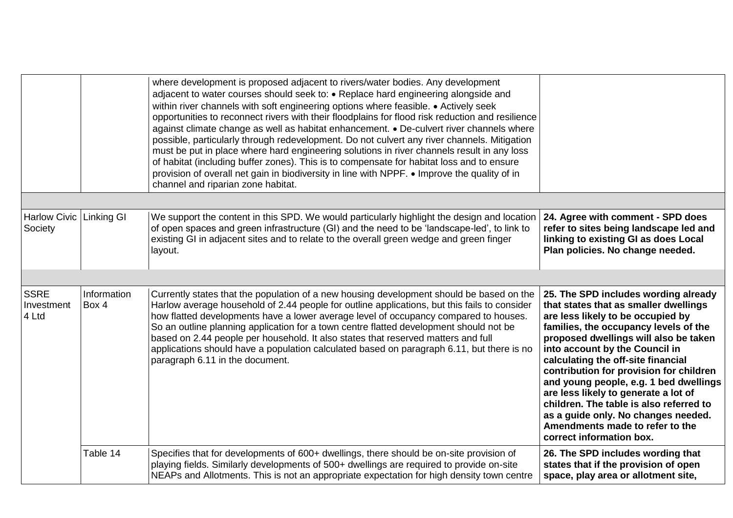| | | | |
|---|---|---|---|
| | | where development is proposed adjacent to rivers/water bodies. Any development adjacent to water courses should seek to: • Replace hard engineering alongside and within river channels with soft engineering options where feasible. • Actively seek opportunities to reconnect rivers with their floodplains for flood risk reduction and resilience against climate change as well as habitat enhancement. • De-culvert river channels where possible, particularly through redevelopment. Do not culvert any river channels. Mitigation must be put in place where hard engineering solutions in river channels result in any loss of habitat (including buffer zones). This is to compensate for habitat loss and to ensure provision of overall net gain in biodiversity in line with NPPF. • Improve the quality of in channel and riparian zone habitat. | |
| | | | |
| Harlow Civic Society | Linking GI | We support the content in this SPD. We would particularly highlight the design and location of open spaces and green infrastructure (GI) and the need to be 'landscape-led', to link to existing GI in adjacent sites and to relate to the overall green wedge and green finger layout. | **24. Agree with comment - SPD does refer to sites being landscape led and linking to existing GI as does Local Plan policies. No change needed.** |
| | | | |
| SSRE Investment 4 Ltd | Information Box 4 | Currently states that the population of a new housing development should be based on the Harlow average household of 2.44 people for outline applications, but this fails to consider how flatted developments have a lower average level of occupancy compared to houses. So an outline planning application for a town centre flatted development should not be based on 2.44 people per household. It also states that reserved matters and full applications should have a population calculated based on paragraph 6.11, but there is no paragraph 6.11 in the document. | **25. The SPD includes wording already that states that as smaller dwellings are less likely to be occupied by families, the occupancy levels of the proposed dwellings will also be taken into account by the Council in calculating the off-site financial contribution for provision for children and young people, e.g. 1 bed dwellings are less likely to generate a lot of children. The table is also referred to as a guide only. No changes needed. Amendments made to refer to the correct information box.** |
| | Table 14 | Specifies that for developments of 600+ dwellings, there should be on-site provision of playing fields. Similarly developments of 500+ dwellings are required to provide on-site NEAPs and Allotments. This is not an appropriate expectation for high density town centre | **26. The SPD includes wording that states that if the provision of open space, play area or allotment site,** |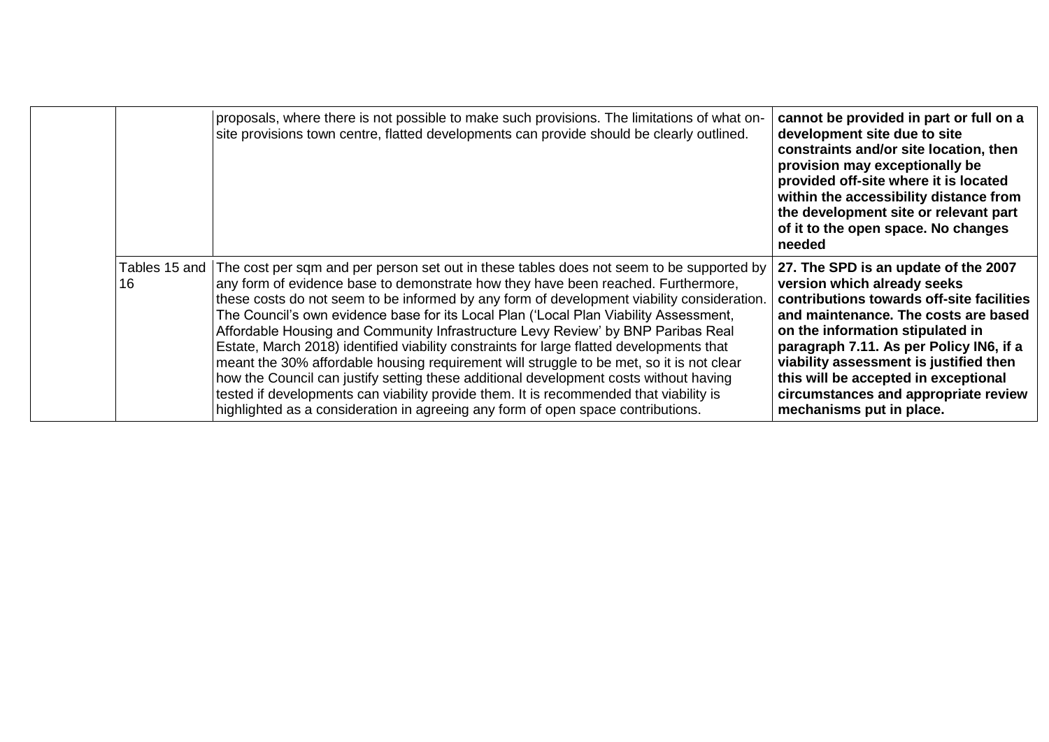|  |  |  |  |
|---|---|---|---|
|  |  | proposals, where there is not possible to make such provisions. The limitations of what on-site provisions town centre, flatted developments can provide should be clearly outlined. | **cannot be provided in part or full on a development site due to site constraints and/or site location, then provision may exceptionally be provided off-site where it is located within the accessibility distance from the development site or relevant part of it to the open space. No changes needed** |
|  | Tables 15 and 16 | The cost per sqm and per person set out in these tables does not seem to be supported by any form of evidence base to demonstrate how they have been reached. Furthermore, these costs do not seem to be informed by any form of development viability consideration. The Council's own evidence base for its Local Plan ('Local Plan Viability Assessment, Affordable Housing and Community Infrastructure Levy Review' by BNP Paribas Real Estate, March 2018) identified viability constraints for large flatted developments that meant the 30% affordable housing requirement will struggle to be met, so it is not clear how the Council can justify setting these additional development costs without having tested if developments can viability provide them. It is recommended that viability is highlighted as a consideration in agreeing any form of open space contributions. | **27. The SPD is an update of the 2007 version which already seeks contributions towards off-site facilities and maintenance. The costs are based on the information stipulated in paragraph 7.11. As per Policy IN6, if a viability assessment is justified then this will be accepted in exceptional circumstances and appropriate review mechanisms put in place.** |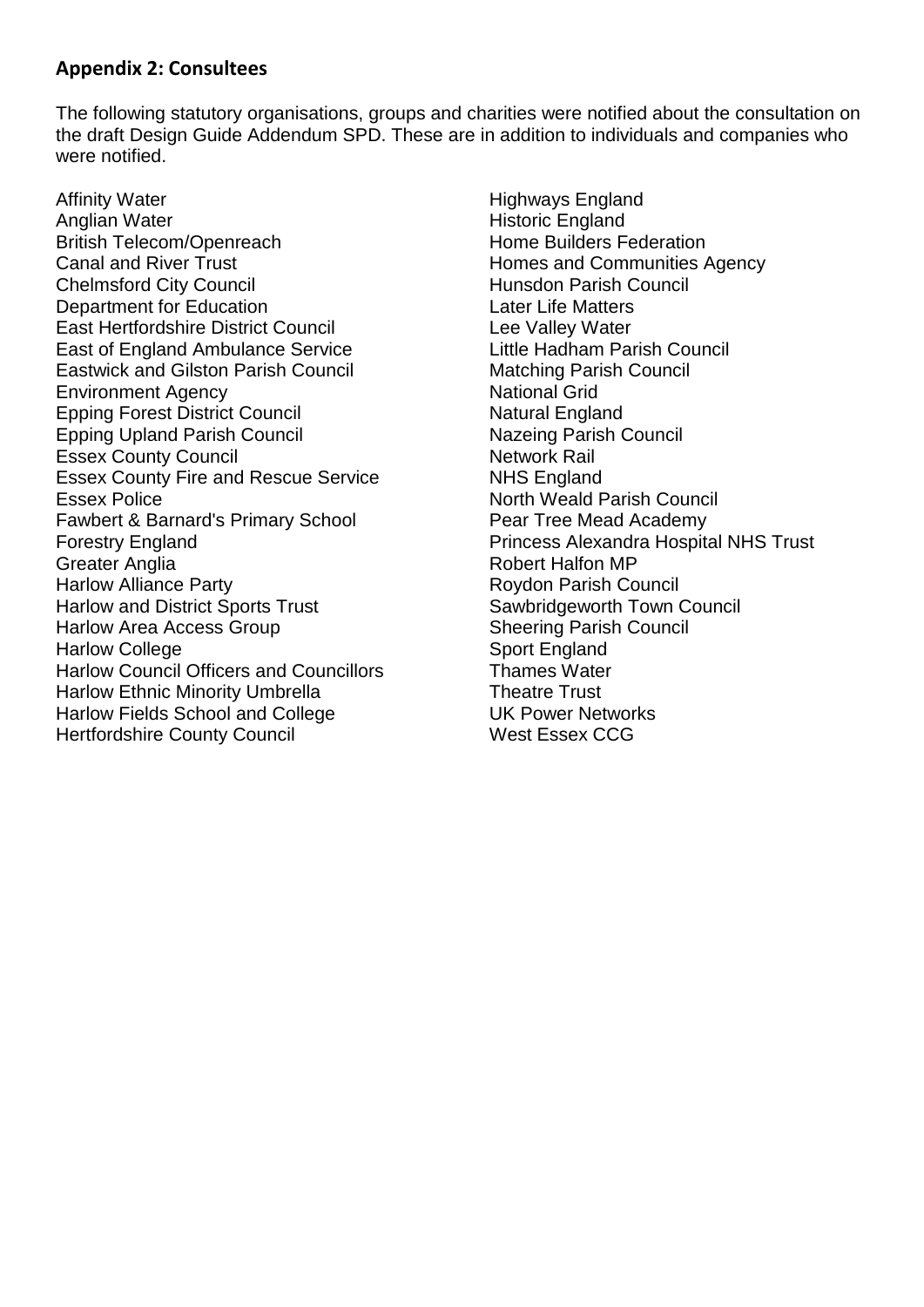## Appendix 2: Consultees

The following statutory organisations, groups and charities were notified about the consultation on the draft Design Guide Addendum SPD. These are in addition to individuals and companies who were notified.

Affinity Water
Anglian Water
British Telecom/Openreach
Canal and River Trust
Chelmsford City Council
Department for Education
East Hertfordshire District Council
East of England Ambulance Service
Eastwick and Gilston Parish Council
Environment Agency
Epping Forest District Council
Epping Upland Parish Council
Essex County Council
Essex County Fire and Rescue Service
Essex Police
Fawbert & Barnard's Primary School
Forestry England
Greater Anglia
Harlow Alliance Party
Harlow and District Sports Trust
Harlow Area Access Group
Harlow College
Harlow Council Officers and Councillors
Harlow Ethnic Minority Umbrella
Harlow Fields School and College
Hertfordshire County Council
Highways England
Historic England
Home Builders Federation
Homes and Communities Agency
Hunsdon Parish Council
Later Life Matters
Lee Valley Water
Little Hadham Parish Council
Matching Parish Council
National Grid
Natural England
Nazeing Parish Council
Network Rail
NHS England
North Weald Parish Council
Pear Tree Mead Academy
Princess Alexandra Hospital NHS Trust
Robert Halfon MP
Roydon Parish Council
Sawbridgeworth Town Council
Sheering Parish Council
Sport England
Thames Water
Theatre Trust
UK Power Networks
West Essex CCG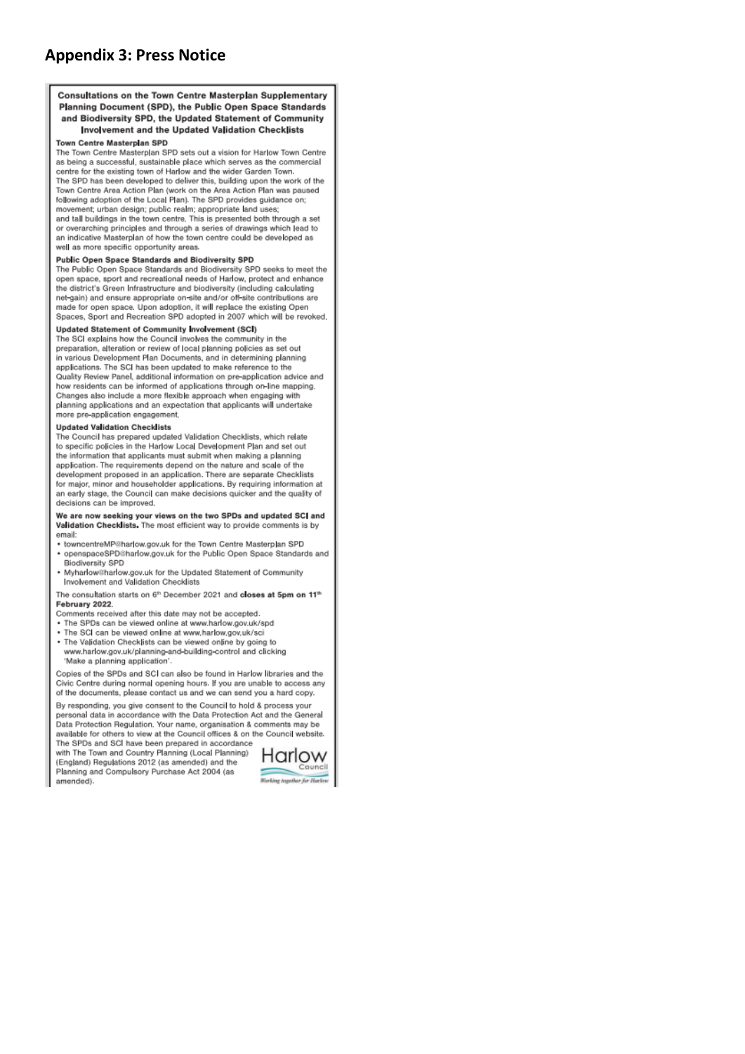## Appendix 3: Press Notice

**Consultations on the Town Centre Masterplan Supplementary Planning Document (SPD), the Public Open Space Standards and Biodiversity SPD, the Updated Statement of Community Involvement and the Updated Validation Checklists**

**Town Centre Masterplan SPD**

The Town Centre Masterplan SPD sets out a vision for Harlow Town Centre as being a successful, sustainable place which serves as the commercial centre for the existing town of Harlow and the wider Garden Town.

The SPD has been developed to deliver this, building upon the work of the Town Centre Area Action Plan (work on the Area Action Plan was paused following adoption of the Local Plan). The SPD provides guidance on; movement; urban design; public realm; appropriate land uses; and tall buildings in the town centre. This is presented both through a set or overarching principles and through a series of drawings which lead to an indicative Masterplan of how the town centre could be developed as well as more specific opportunity areas.

**Public Open Space Standards and Biodiversity SPD**

The Public Open Space Standards and Biodiversity SPD seeks to meet the open space, sport and recreational needs of Harlow, protect and enhance the district's Green Infrastructure and biodiversity (including calculating net-gain) and ensure appropriate on-site and/or off-site contributions are made for open space. Upon adoption, it will replace the existing Open Spaces, Sport and Recreation SPD adopted in 2007 which will be revoked.

**Updated Statement of Community Involvement (SCI)**

The SCI explains how the Council involves the community in the preparation, alteration or review of local planning policies as set out in various Development Plan Documents, and in determining planning applications. The SCI has been updated to make reference to the Quality Review Panel, additional information on pre-application advice and how residents can be informed of applications through on-line mapping. Changes also include a more flexible approach when engaging with planning applications and an expectation that applicants will undertake more pre-application engagement.

**Updated Validation Checklists**

The Council has prepared updated Validation Checklists, which relate to specific policies in the Harlow Local Development Plan and set out the information that applicants must submit when making a planning application. The requirements depend on the nature and scale of the development proposed in an application. There are separate Checklists for major, minor and householder applications. By requiring information at an early stage, the Council can make decisions quicker and the quality of decisions can be improved.

**We are now seeking your views on the two SPDs and updated SCI and Validation Checklists.** The most efficient way to provide comments is by email:

- towncentreMP@harlow.gov.uk for the Town Centre Masterplan SPD
- openspaceSPD@harlow.gov.uk for the Public Open Space Standards and Biodiversity SPD
- Myharlow@harlow.gov.uk for the Updated Statement of Community Involvement and Validation Checklists

The consultation starts on 6th December 2021 and **closes at 5pm on 11th February 2022.**

Comments received after this date may not be accepted.

- The SPDs can be viewed online at www.harlow.gov.uk/spd
- The SCI can be viewed online at www.harlow.gov.uk/sci
- The Validation Checklists can be viewed online by going to www.harlow.gov.uk/planning-and-building-control and clicking 'Make a planning application'.

Copies of the SPDs and SCI can also be found in Harlow libraries and the Civic Centre during normal opening hours. If you are unable to access any of the documents, please contact us and we can send you a hard copy.

By responding, you give consent to the Council to hold & process your personal data in accordance with the Data Protection Act and the General Data Protection Regulation. Your name, organisation & comments may be available for others to view at the Council offices & on the Council website.

The SPDs and SCI have been prepared in accordance with The Town and Country Planning (Local Planning) (England) Regulations 2012 (as amended) and the Planning and Compulsory Purchase Act 2004 (as amended).

Harlow Council
*Working together for Harlow*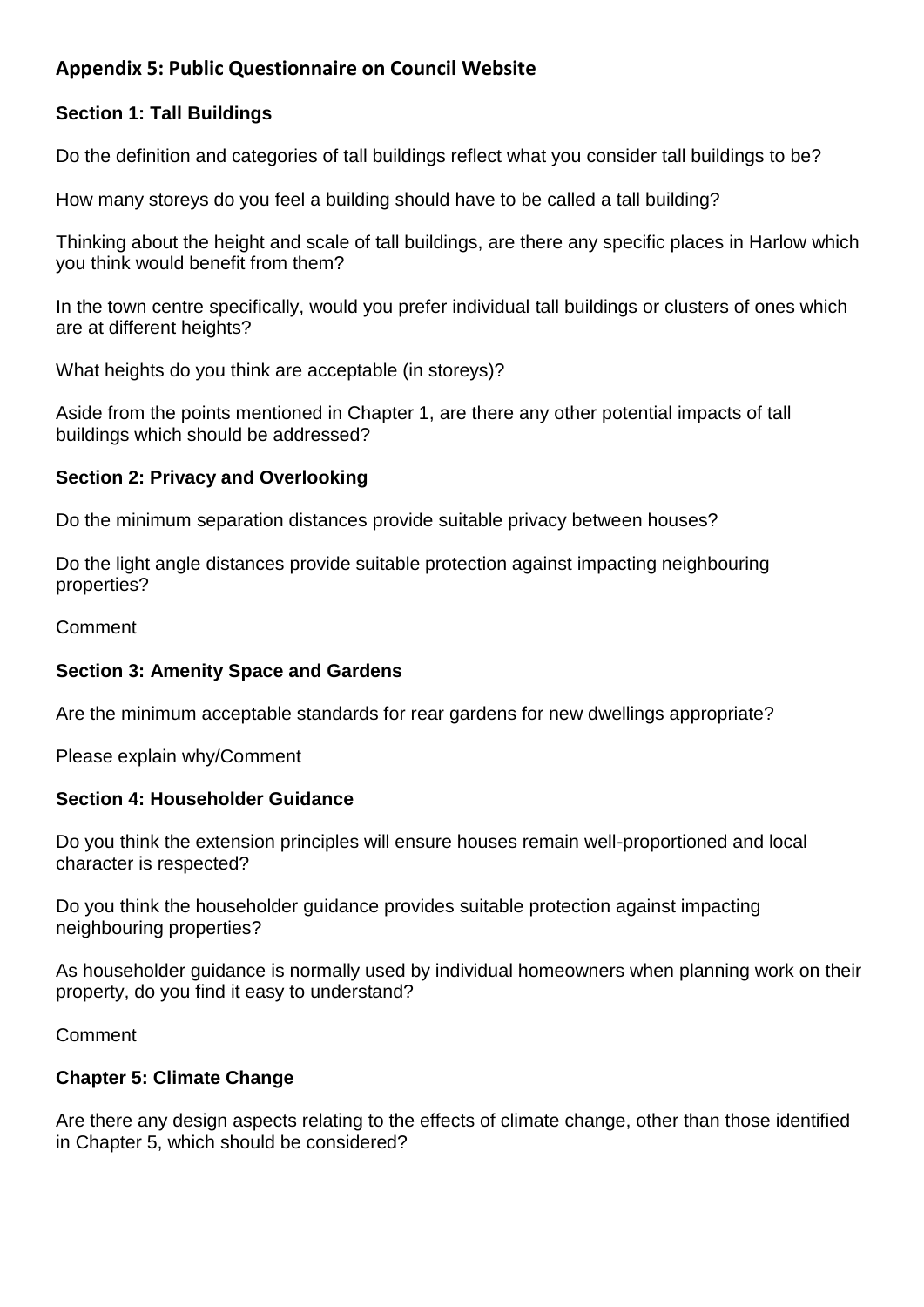## Appendix 5: Public Questionnaire on Council Website

### Section 1: Tall Buildings

Do the definition and categories of tall buildings reflect what you consider tall buildings to be?

How many storeys do you feel a building should have to be called a tall building?

Thinking about the height and scale of tall buildings, are there any specific places in Harlow which you think would benefit from them?

In the town centre specifically, would you prefer individual tall buildings or clusters of ones which are at different heights?

What heights do you think are acceptable (in storeys)?

Aside from the points mentioned in Chapter 1, are there any other potential impacts of tall buildings which should be addressed?

### Section 2: Privacy and Overlooking

Do the minimum separation distances provide suitable privacy between houses?

Do the light angle distances provide suitable protection against impacting neighbouring properties?

Comment

### Section 3: Amenity Space and Gardens

Are the minimum acceptable standards for rear gardens for new dwellings appropriate?

Please explain why/Comment

### Section 4: Householder Guidance

Do you think the extension principles will ensure houses remain well-proportioned and local character is respected?

Do you think the householder guidance provides suitable protection against impacting neighbouring properties?

As householder guidance is normally used by individual homeowners when planning work on their property, do you find it easy to understand?

Comment

### Chapter 5: Climate Change

Are there any design aspects relating to the effects of climate change, other than those identified in Chapter 5, which should be considered?